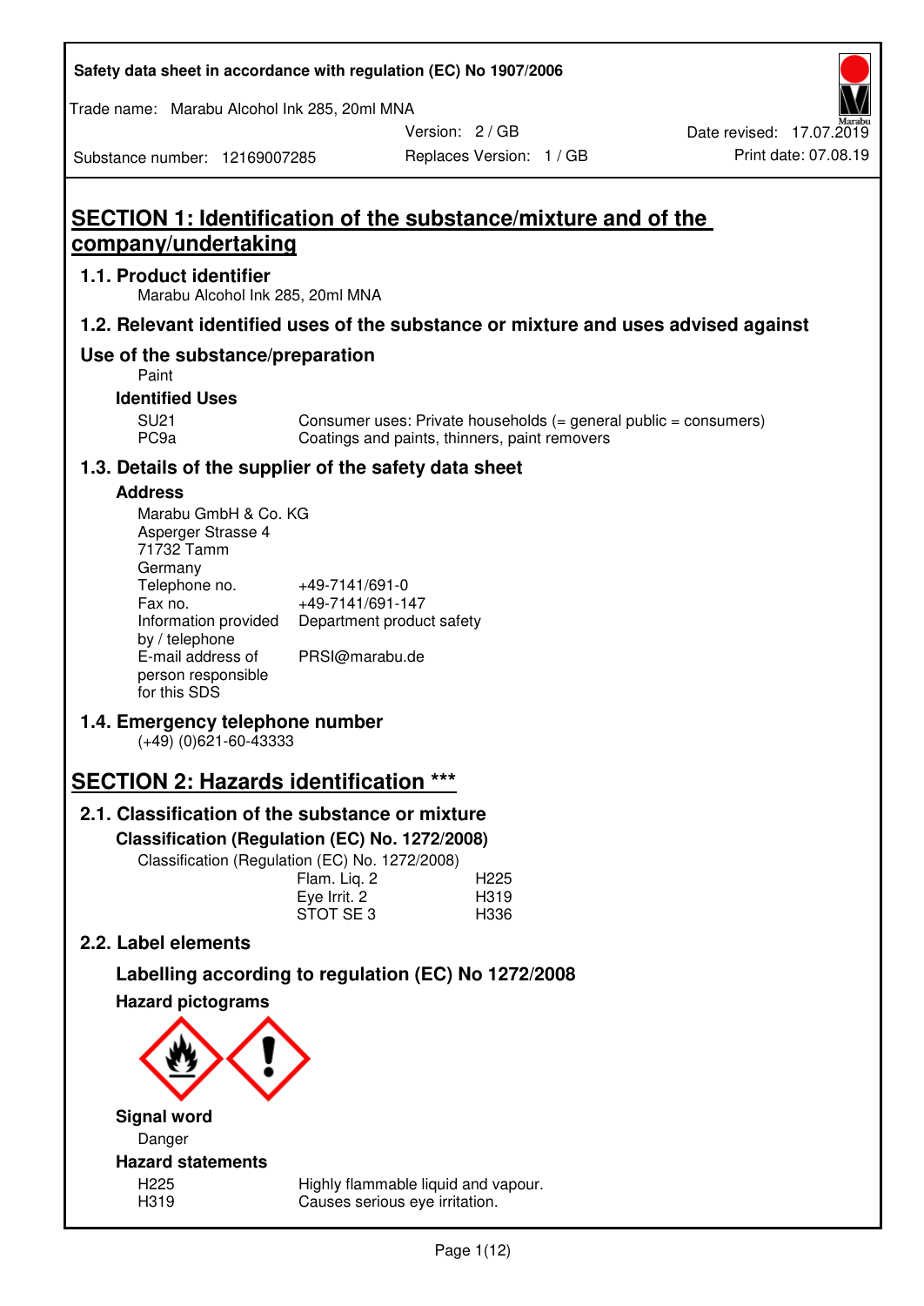Safety data sheet in accordance with regulation (EC) No 1907/2006

Trade name: Marabu Alcohol Ink 285, 20ml MNA

| Substance number: 12169007285 | Version: 2 / GB | Date revised: 17.07.2019 |
|---|---|---|
| | Replaces Version: 1 / GB | Print date: 07.08.19 |

# SECTION 1: Identification of the substance/mixture and of the company/undertaking

## 1.1. Product identifier

Marabu Alcohol Ink 285, 20ml MNA

## 1.2. Relevant identified uses of the substance or mixture and uses advised against

## Use of the substance/preparation

Paint

### Identified Uses

| | |
|---|---|
| SU21 | Consumer uses: Private households (= general public = consumers) |
| PC9a | Coatings and paints, thinners, paint removers |

## 1.3. Details of the supplier of the safety data sheet

### Address

Marabu GmbH & Co. KG
Asperger Strasse 4
71732 Tamm
Germany

| | |
|---|---|
| Telephone no. | +49-7141/691-0 |
| Fax no. | +49-7141/691-147 |
| Information provided by / telephone | Department product safety |
| E-mail address of person responsible for this SDS | PRSI@marabu.de |

## 1.4. Emergency telephone number

(+49) (0)621-60-43333

# SECTION 2: Hazards identification ***

## 2.1. Classification of the substance or mixture

### Classification (Regulation (EC) No. 1272/2008)

Classification (Regulation (EC) No. 1272/2008)

| | |
|---|---|
| Flam. Liq. 2 | H225 |
| Eye Irrit. 2 | H319 |
| STOT SE 3 | H336 |

## 2.2. Label elements

### Labelling according to regulation (EC) No 1272/2008

### Hazard pictograms

### Signal word

Danger

### Hazard statements

| | |
|---|---|
| H225 | Highly flammable liquid and vapour. |
| H319 | Causes serious eye irritation. |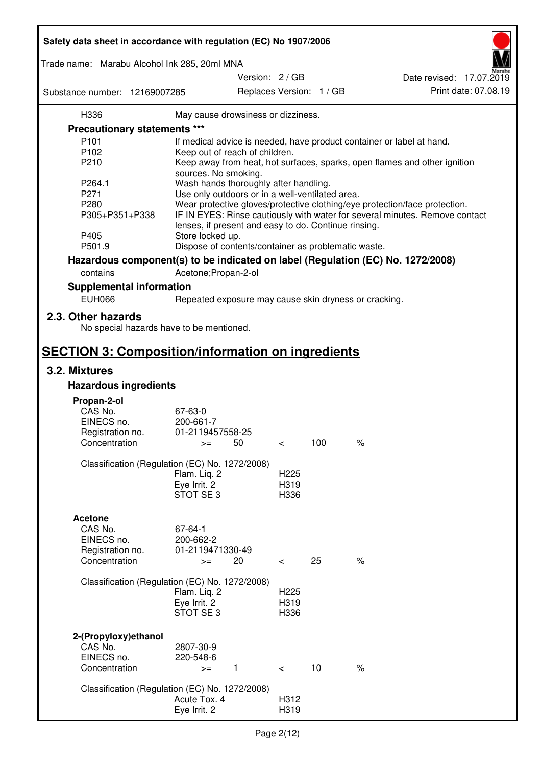| | |
|---|---|
| H336 | May cause drowsiness or dizziness. |

**Precautionary statements *****

| | |
|---|---|
| P101 | If medical advice is needed, have product container or label at hand. |
| P102 | Keep out of reach of children. |
| P210 | Keep away from heat, hot surfaces, sparks, open flames and other ignition sources. No smoking. |
| P264.1 | Wash hands thoroughly after handling. |
| P271 | Use only outdoors or in a well-ventilated area. |
| P280 | Wear protective gloves/protective clothing/eye protection/face protection. |
| P305+P351+P338 | IF IN EYES: Rinse cautiously with water for several minutes. Remove contact lenses, if present and easy to do. Continue rinsing. |
| P405 | Store locked up. |
| P501.9 | Dispose of contents/container as problematic waste. |

**Hazardous component(s) to be indicated on label (Regulation (EC) No. 1272/2008)**

| | |
|---|---|
| contains | Acetone;Propan-2-ol |

**Supplemental information**

| | |
|---|---|
| EUH066 | Repeated exposure may cause skin dryness or cracking. |

## 2.3. Other hazards

No special hazards have to be mentioned.

# SECTION 3: Composition/information on ingredients

## 3.2. Mixtures

### Hazardous ingredients

**Propan-2-ol**

| | | | | | |
|---|---|---|---|---|---|
| CAS No. | 67-63-0 | | | | |
| EINECS no. | 200-661-7 | | | | |
| Registration no. | 01-2119457558-25 | | | | |
| Concentration | >= | 50 | < | 100 | % |

Classification (Regulation (EC) No. 1272/2008)

| | |
|---|---|
| Flam. Liq. 2 | H225 |
| Eye Irrit. 2 | H319 |
| STOT SE 3 | H336 |

**Acetone**

| | | | | | |
|---|---|---|---|---|---|
| CAS No. | 67-64-1 | | | | |
| EINECS no. | 200-662-2 | | | | |
| Registration no. | 01-2119471330-49 | | | | |
| Concentration | >= | 20 | < | 25 | % |

Classification (Regulation (EC) No. 1272/2008)

| | |
|---|---|
| Flam. Liq. 2 | H225 |
| Eye Irrit. 2 | H319 |
| STOT SE 3 | H336 |

**2-(Propyloxy)ethanol**

| | | | | | |
|---|---|---|---|---|---|
| CAS No. | 2807-30-9 | | | | |
| EINECS no. | 220-548-6 | | | | |
| Concentration | >= | 1 | < | 10 | % |

Classification (Regulation (EC) No. 1272/2008)

| | |
|---|---|
| Acute Tox. 4 | H312 |
| Eye Irrit. 2 | H319 |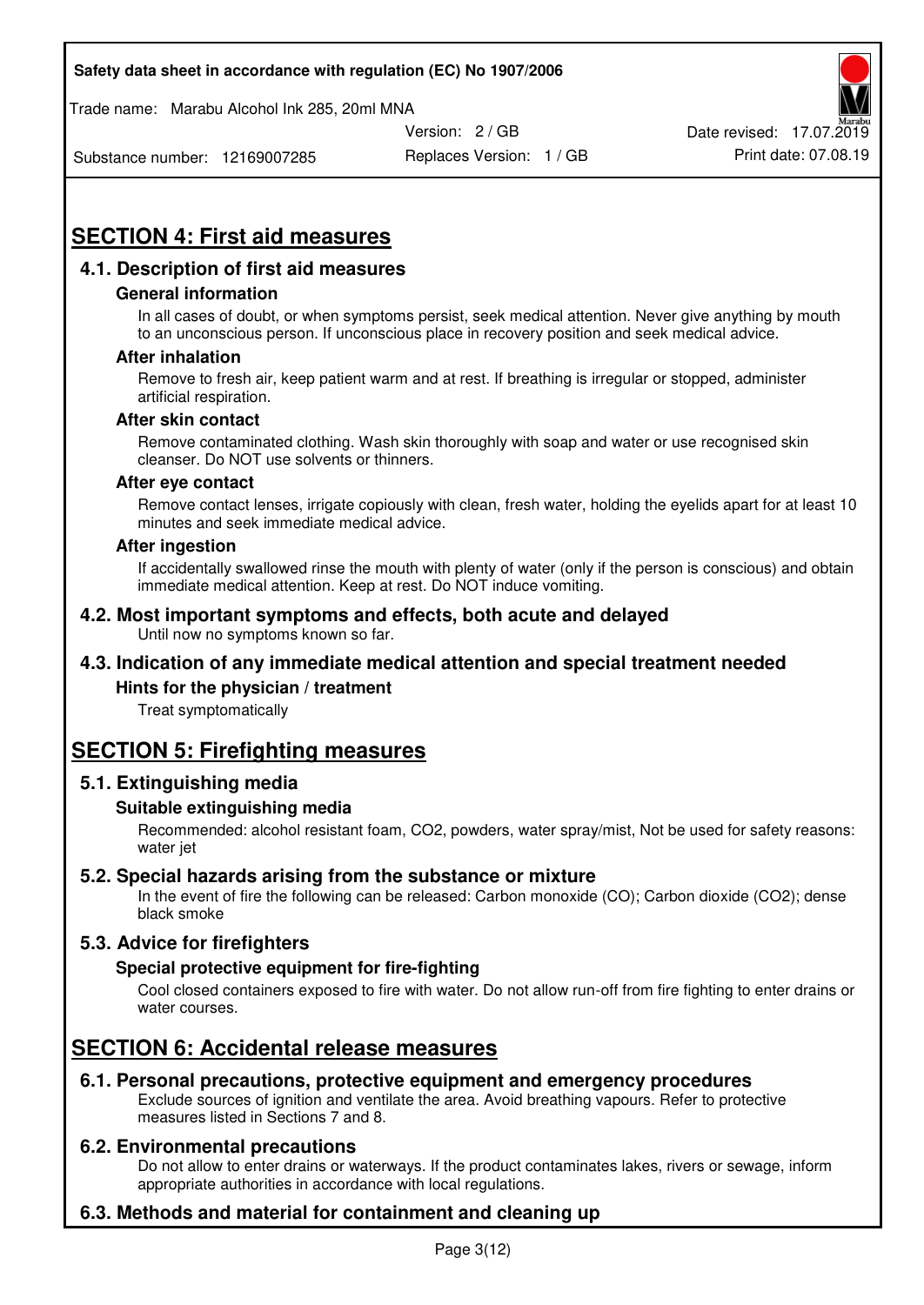## SECTION 4: First aid measures

### 4.1. Description of first aid measures

#### General information

In all cases of doubt, or when symptoms persist, seek medical attention. Never give anything by mouth to an unconscious person. If unconscious place in recovery position and seek medical advice.

#### After inhalation

Remove to fresh air, keep patient warm and at rest. If breathing is irregular or stopped, administer artificial respiration.

#### After skin contact

Remove contaminated clothing. Wash skin thoroughly with soap and water or use recognised skin cleanser. Do NOT use solvents or thinners.

#### After eye contact

Remove contact lenses, irrigate copiously with clean, fresh water, holding the eyelids apart for at least 10 minutes and seek immediate medical advice.

#### After ingestion

If accidentally swallowed rinse the mouth with plenty of water (only if the person is conscious) and obtain immediate medical attention. Keep at rest. Do NOT induce vomiting.

### 4.2. Most important symptoms and effects, both acute and delayed

Until now no symptoms known so far.

### 4.3. Indication of any immediate medical attention and special treatment needed

#### Hints for the physician / treatment

Treat symptomatically

## SECTION 5: Firefighting measures

### 5.1. Extinguishing media

#### Suitable extinguishing media

Recommended: alcohol resistant foam, $CO_2$, powders, water spray/mist, Not be used for safety reasons: water jet

### 5.2. Special hazards arising from the substance or mixture

In the event of fire the following can be released: Carbon monoxide (CO); Carbon dioxide ($CO_2$); dense black smoke

### 5.3. Advice for firefighters

#### Special protective equipment for fire-fighting

Cool closed containers exposed to fire with water. Do not allow run-off from fire fighting to enter drains or water courses.

## SECTION 6: Accidental release measures

### 6.1. Personal precautions, protective equipment and emergency procedures

Exclude sources of ignition and ventilate the area. Avoid breathing vapours. Refer to protective measures listed in Sections 7 and 8.

### 6.2. Environmental precautions

Do not allow to enter drains or waterways. If the product contaminates lakes, rivers or sewage, inform appropriate authorities in accordance with local regulations.

### 6.3. Methods and material for containment and cleaning up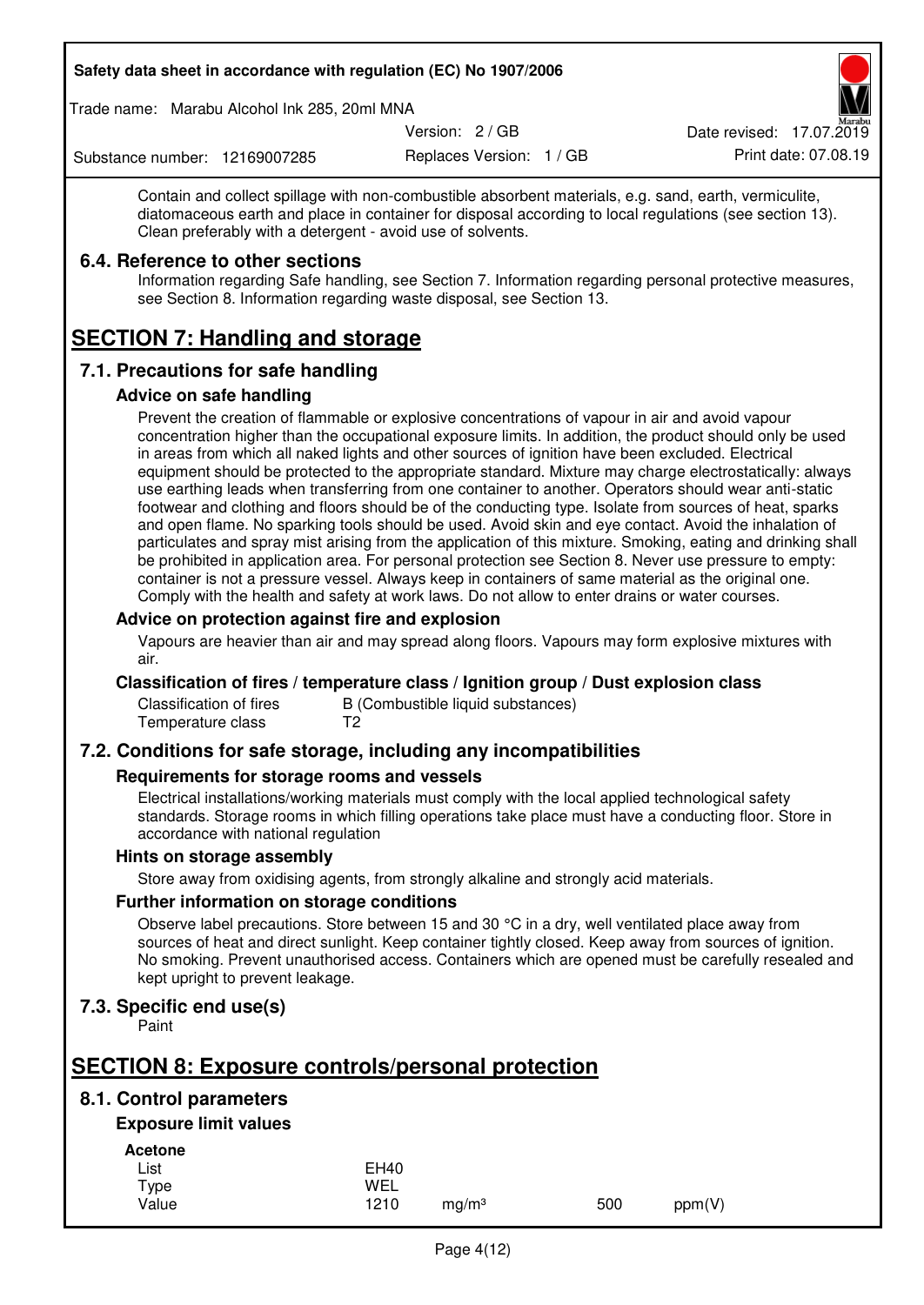Contain and collect spillage with non-combustible absorbent materials, e.g. sand, earth, vermiculite, diatomaceous earth and place in container for disposal according to local regulations (see section 13). Clean preferably with a detergent - avoid use of solvents.

### 6.4. Reference to other sections

Information regarding Safe handling, see Section 7. Information regarding personal protective measures, see Section 8. Information regarding waste disposal, see Section 13.

## SECTION 7: Handling and storage

### 7.1. Precautions for safe handling

#### Advice on safe handling

Prevent the creation of flammable or explosive concentrations of vapour in air and avoid vapour concentration higher than the occupational exposure limits. In addition, the product should only be used in areas from which all naked lights and other sources of ignition have been excluded. Electrical equipment should be protected to the appropriate standard. Mixture may charge electrostatically: always use earthing leads when transferring from one container to another. Operators should wear anti-static footwear and clothing and floors should be of the conducting type. Isolate from sources of heat, sparks and open flame. No sparking tools should be used. Avoid skin and eye contact. Avoid the inhalation of particulates and spray mist arising from the application of this mixture. Smoking, eating and drinking shall be prohibited in application area. For personal protection see Section 8. Never use pressure to empty: container is not a pressure vessel. Always keep in containers of same material as the original one. Comply with the health and safety at work laws. Do not allow to enter drains or water courses.

#### Advice on protection against fire and explosion

Vapours are heavier than air and may spread along floors. Vapours may form explosive mixtures with air.

#### Classification of fires / temperature class / Ignition group / Dust explosion class

| | |
|---|---|
| Classification of fires | B (Combustible liquid substances) |
| Temperature class | T2 |

### 7.2. Conditions for safe storage, including any incompatibilities

#### Requirements for storage rooms and vessels

Electrical installations/working materials must comply with the local applied technological safety standards. Storage rooms in which filling operations take place must have a conducting floor. Store in accordance with national regulation

#### Hints on storage assembly

Store away from oxidising agents, from strongly alkaline and strongly acid materials.

#### Further information on storage conditions

Observe label precautions. Store between 15 and 30 °C in a dry, well ventilated place away from sources of heat and direct sunlight. Keep container tightly closed. Keep away from sources of ignition. No smoking. Prevent unauthorised access. Containers which are opened must be carefully resealed and kept upright to prevent leakage.

### 7.3. Specific end use(s)

Paint

## SECTION 8: Exposure controls/personal protection

### 8.1. Control parameters

#### Exposure limit values

**Acetone**

| | | | | |
|---|---|---|---|---|
| List | EH40 | | | |
| Type | WEL | | | |
| Value | 1210 | mg/m³ | 500 | ppm(V) |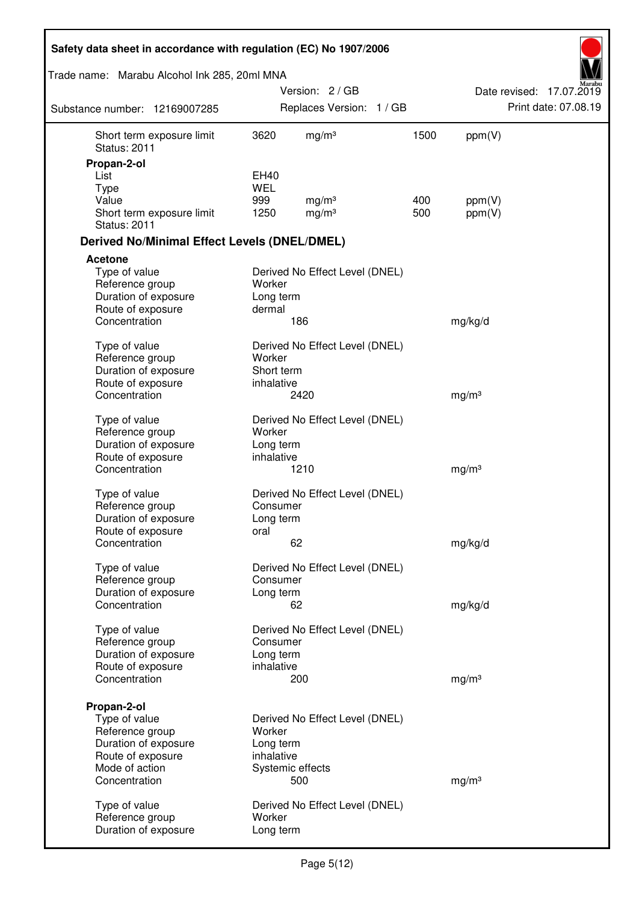| | | | | |
|---|---|---|---|---|
| Short term exposure limit | 3620 | mg/m³ | 1500 | ppm(V) |
| Status: 2011 | | | | |

**Propan-2-ol**

| | | | | |
|---|---|---|---|---|
| List | EH40 | | | |
| Type | WEL | | | |
| Value | 999 | mg/m³ | 400 | ppm(V) |
| Short term exposure limit | 1250 | mg/m³ | 500 | ppm(V) |
| Status: 2011 | | | | |

### Derived No/Minimal Effect Levels (DNEL/DMEL)

**Acetone**

| | | |
|---|---|---|
| Type of value | Derived No Effect Level (DNEL) | |
| Reference group | Worker | |
| Duration of exposure | Long term | |
| Route of exposure | dermal | |
| Concentration | 186 | mg/kg/d |

| | | |
|---|---|---|
| Type of value | Derived No Effect Level (DNEL) | |
| Reference group | Worker | |
| Duration of exposure | Short term | |
| Route of exposure | inhalative | |
| Concentration | 2420 | mg/m³ |

| | | |
|---|---|---|
| Type of value | Derived No Effect Level (DNEL) | |
| Reference group | Worker | |
| Duration of exposure | Long term | |
| Route of exposure | inhalative | |
| Concentration | 1210 | mg/m³ |

| | | |
|---|---|---|
| Type of value | Derived No Effect Level (DNEL) | |
| Reference group | Consumer | |
| Duration of exposure | Long term | |
| Route of exposure | oral | |
| Concentration | 62 | mg/kg/d |

| | | |
|---|---|---|
| Type of value | Derived No Effect Level (DNEL) | |
| Reference group | Consumer | |
| Duration of exposure | Long term | |
| Concentration | 62 | mg/kg/d |

| | | |
|---|---|---|
| Type of value | Derived No Effect Level (DNEL) | |
| Reference group | Consumer | |
| Duration of exposure | Long term | |
| Route of exposure | inhalative | |
| Concentration | 200 | mg/m³ |

**Propan-2-ol**

| | | |
|---|---|---|
| Type of value | Derived No Effect Level (DNEL) | |
| Reference group | Worker | |
| Duration of exposure | Long term | |
| Route of exposure | inhalative | |
| Mode of action | Systemic effects | |
| Concentration | 500 | mg/m³ |

| | |
|---|---|
| Type of value | Derived No Effect Level (DNEL) |
| Reference group | Worker |
| Duration of exposure | Long term |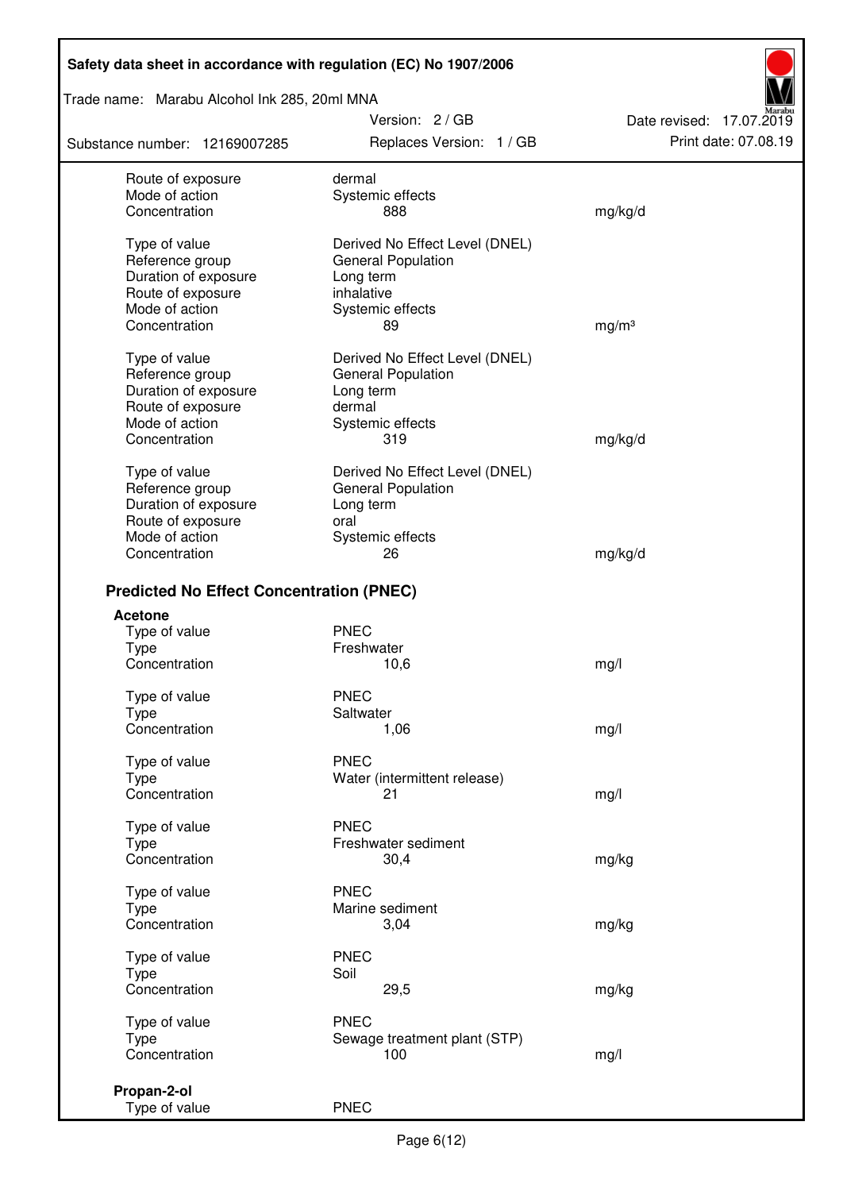| | | |
|---|---|---|
| Route of exposure | dermal | |
| Mode of action | Systemic effects | |
| Concentration | 888 | mg/kg/d |
| | | |
| Type of value | Derived No Effect Level (DNEL) | |
| Reference group | General Population | |
| Duration of exposure | Long term | |
| Route of exposure | inhalative | |
| Mode of action | Systemic effects | |
| Concentration | 89 | mg/m³ |
| | | |
| Type of value | Derived No Effect Level (DNEL) | |
| Reference group | General Population | |
| Duration of exposure | Long term | |
| Route of exposure | dermal | |
| Mode of action | Systemic effects | |
| Concentration | 319 | mg/kg/d |
| | | |
| Type of value | Derived No Effect Level (DNEL) | |
| Reference group | General Population | |
| Duration of exposure | Long term | |
| Route of exposure | oral | |
| Mode of action | Systemic effects | |
| Concentration | 26 | mg/kg/d |

## Predicted No Effect Concentration (PNEC)

**Acetone**

| | | |
|---|---|---|
| Type of value | PNEC | |
| Type | Freshwater | |
| Concentration | 10,6 | mg/l |
| | | |
| Type of value | PNEC | |
| Type | Saltwater | |
| Concentration | 1,06 | mg/l |
| | | |
| Type of value | PNEC | |
| Type | Water (intermittent release) | |
| Concentration | 21 | mg/l |
| | | |
| Type of value | PNEC | |
| Type | Freshwater sediment | |
| Concentration | 30,4 | mg/kg |
| | | |
| Type of value | PNEC | |
| Type | Marine sediment | |
| Concentration | 3,04 | mg/kg |
| | | |
| Type of value | PNEC | |
| Type | Soil | |
| Concentration | 29,5 | mg/kg |
| | | |
| Type of value | PNEC | |
| Type | Sewage treatment plant (STP) | |
| Concentration | 100 | mg/l |

**Propan-2-ol**

| | |
|---|---|
| Type of value | PNEC |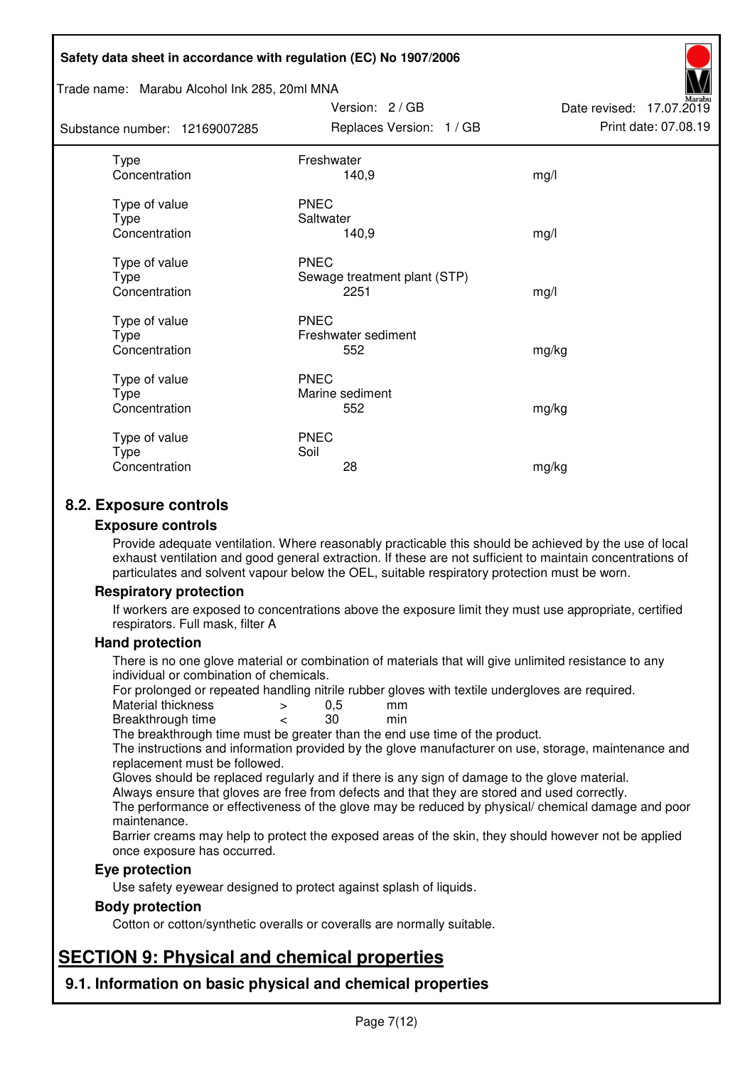| | | |
|---|---|---|
| Type | Freshwater | |
| Concentration | 140,9 | mg/l |
| | | |
| Type of value | PNEC | |
| Type | Saltwater | |
| Concentration | 140,9 | mg/l |
| | | |
| Type of value | PNEC | |
| Type | Sewage treatment plant (STP) | |
| Concentration | 2251 | mg/l |
| | | |
| Type of value | PNEC | |
| Type | Freshwater sediment | |
| Concentration | 552 | mg/kg |
| | | |
| Type of value | PNEC | |
| Type | Marine sediment | |
| Concentration | 552 | mg/kg |
| | | |
| Type of value | PNEC | |
| Type | Soil | |
| Concentration | 28 | mg/kg |

## 8.2. Exposure controls

### Exposure controls

Provide adequate ventilation. Where reasonably practicable this should be achieved by the use of local exhaust ventilation and good general extraction. If these are not sufficient to maintain concentrations of particulates and solvent vapour below the OEL, suitable respiratory protection must be worn.

### Respiratory protection

If workers are exposed to concentrations above the exposure limit they must use appropriate, certified respirators. Full mask, filter A

### Hand protection

There is no one glove material or combination of materials that will give unlimited resistance to any individual or combination of chemicals.

For prolonged or repeated handling nitrile rubber gloves with textile undergloves are required.

| | | | |
|---|---|---|---|
| Material thickness | > | 0,5 | mm |
| Breakthrough time | < | 30 | min |

The breakthrough time must be greater than the end use time of the product.

The instructions and information provided by the glove manufacturer on use, storage, maintenance and replacement must be followed.

Gloves should be replaced regularly and if there is any sign of damage to the glove material.

Always ensure that gloves are free from defects and that they are stored and used correctly.

The performance or effectiveness of the glove may be reduced by physical/ chemical damage and poor maintenance.

Barrier creams may help to protect the exposed areas of the skin, they should however not be applied once exposure has occurred.

### Eye protection

Use safety eyewear designed to protect against splash of liquids.

### Body protection

Cotton or cotton/synthetic overalls or coveralls are normally suitable.

# SECTION 9: Physical and chemical properties

## 9.1. Information on basic physical and chemical properties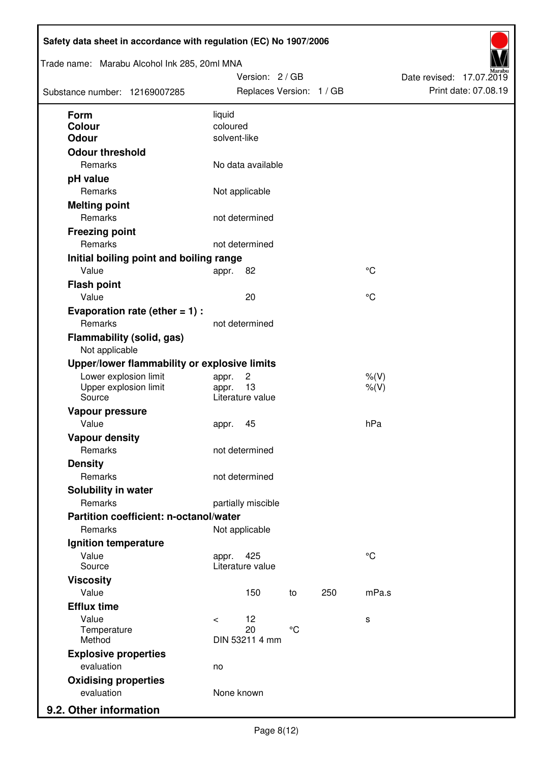| Property | | | | | |
|---|---|---|---|---|---|
| **Form** | liquid | | | | |
| **Colour** | coloured | | | | |
| **Odour** | solvent-like | | | | |
| **Odour threshold** | | | | | |
| Remarks | No data available | | | | |
| **pH value** | | | | | |
| Remarks | Not applicable | | | | |
| **Melting point** | | | | | |
| Remarks | not determined | | | | |
| **Freezing point** | | | | | |
| Remarks | not determined | | | | |
| **Initial boiling point and boiling range** | | | | | |
| Value | appr. | 82 | | | °C |
| **Flash point** | | | | | |
| Value | | 20 | | | °C |
| **Evaporation rate (ether = 1) :** | | | | | |
| Remarks | not determined | | | | |
| **Flammability (solid, gas)** | | | | | |
| Not applicable | | | | | |
| **Upper/lower flammability or explosive limits** | | | | | |
| Lower explosion limit | appr. | 2 | | | %(V) |
| Upper explosion limit | appr. | 13 | | | %(V) |
| Source | Literature value | | | | |
| **Vapour pressure** | | | | | |
| Value | appr. | 45 | | | hPa |
| **Vapour density** | | | | | |
| Remarks | not determined | | | | |
| **Density** | | | | | |
| Remarks | not determined | | | | |
| **Solubility in water** | | | | | |
| Remarks | partially miscible | | | | |
| **Partition coefficient: n-octanol/water** | | | | | |
| Remarks | Not applicable | | | | |
| **Ignition temperature** | | | | | |
| Value | appr. | 425 | | | °C |
| Source | Literature value | | | | |
| **Viscosity** | | | | | |
| Value | | 150 | to | 250 | mPa.s |
| **Efflux time** | | | | | |
| Value | < | 12 | | | s |
| Temperature | | 20 | °C | | |
| Method | DIN 53211 4 mm | | | | |
| **Explosive properties** | | | | | |
| evaluation | no | | | | |
| **Oxidising properties** | | | | | |
| evaluation | None known | | | | |

## 9.2. Other information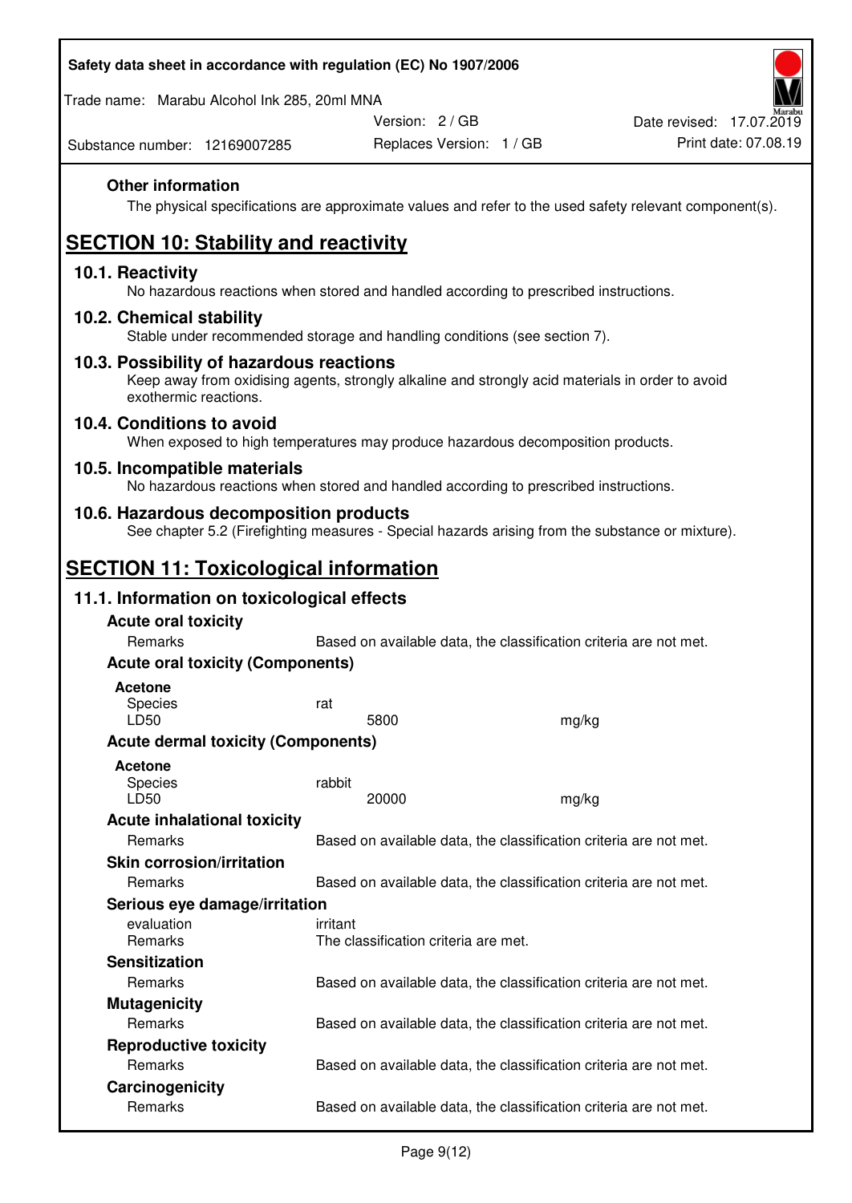### Other information

The physical specifications are approximate values and refer to the used safety relevant component(s).

## SECTION 10: Stability and reactivity

### 10.1. Reactivity

No hazardous reactions when stored and handled according to prescribed instructions.

### 10.2. Chemical stability

Stable under recommended storage and handling conditions (see section 7).

### 10.3. Possibility of hazardous reactions

Keep away from oxidising agents, strongly alkaline and strongly acid materials in order to avoid exothermic reactions.

### 10.4. Conditions to avoid

When exposed to high temperatures may produce hazardous decomposition products.

### 10.5. Incompatible materials

No hazardous reactions when stored and handled according to prescribed instructions.

### 10.6. Hazardous decomposition products

See chapter 5.2 (Firefighting measures - Special hazards arising from the substance or mixture).

## SECTION 11: Toxicological information

### 11.1. Information on toxicological effects

**Acute oral toxicity**

| | |
|---|---|
| Remarks | Based on available data, the classification criteria are not met. |

**Acute oral toxicity (Components)**

**Acetone**

| | | |
|---|---|---|
| Species | rat | |
| LD50 | 5800 | mg/kg |

**Acute dermal toxicity (Components)**

**Acetone**

| | | |
|---|---|---|
| Species | rabbit | |
| LD50 | 20000 | mg/kg |

**Acute inhalational toxicity**

| | |
|---|---|
| Remarks | Based on available data, the classification criteria are not met. |

**Skin corrosion/irritation**

| | |
|---|---|
| Remarks | Based on available data, the classification criteria are not met. |

**Serious eye damage/irritation**

| | |
|---|---|
| evaluation | irritant |
| Remarks | The classification criteria are met. |

**Sensitization**

| | |
|---|---|
| Remarks | Based on available data, the classification criteria are not met. |

**Mutagenicity**

| | |
|---|---|
| Remarks | Based on available data, the classification criteria are not met. |

**Reproductive toxicity**

| | |
|---|---|
| Remarks | Based on available data, the classification criteria are not met. |

**Carcinogenicity**

| | |
|---|---|
| Remarks | Based on available data, the classification criteria are not met. |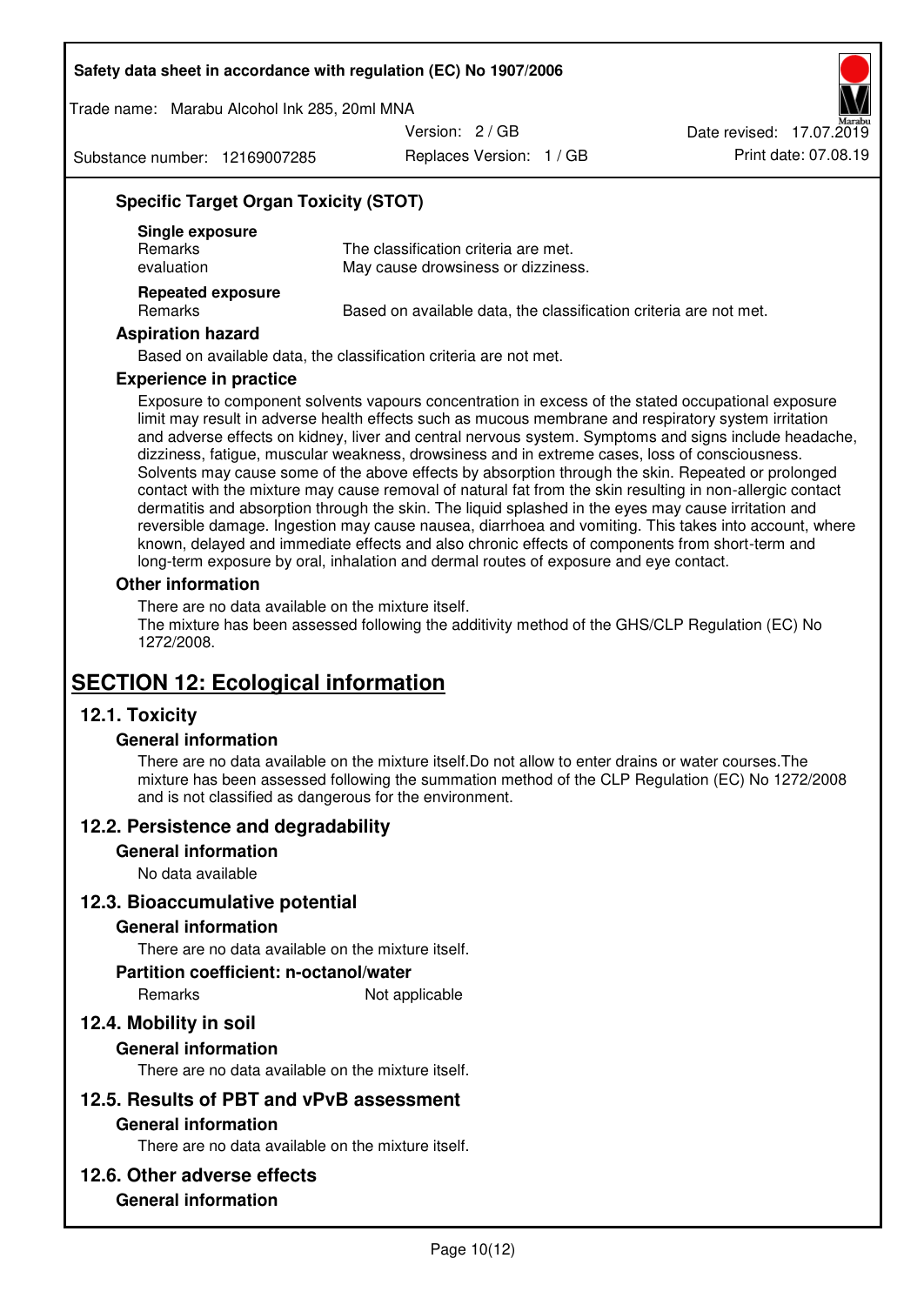### Specific Target Organ Toxicity (STOT)

**Single exposure**

| | |
|---|---|
| Remarks | The classification criteria are met. |
| evaluation | May cause drowsiness or dizziness. |

**Repeated exposure**

| | |
|---|---|
| Remarks | Based on available data, the classification criteria are not met. |

### Aspiration hazard

Based on available data, the classification criteria are not met.

### Experience in practice

Exposure to component solvents vapours concentration in excess of the stated occupational exposure limit may result in adverse health effects such as mucous membrane and respiratory system irritation and adverse effects on kidney, liver and central nervous system. Symptoms and signs include headache, dizziness, fatigue, muscular weakness, drowsiness and in extreme cases, loss of consciousness. Solvents may cause some of the above effects by absorption through the skin. Repeated or prolonged contact with the mixture may cause removal of natural fat from the skin resulting in non-allergic contact dermatitis and absorption through the skin. The liquid splashed in the eyes may cause irritation and reversible damage. Ingestion may cause nausea, diarrhoea and vomiting. This takes into account, where known, delayed and immediate effects and also chronic effects of components from short-term and long-term exposure by oral, inhalation and dermal routes of exposure and eye contact.

### Other information

There are no data available on the mixture itself.
The mixture has been assessed following the additivity method of the GHS/CLP Regulation (EC) No 1272/2008.

# SECTION 12: Ecological information

## 12.1. Toxicity

### General information

There are no data available on the mixture itself.Do not allow to enter drains or water courses.The mixture has been assessed following the summation method of the CLP Regulation (EC) No 1272/2008 and is not classified as dangerous for the environment.

## 12.2. Persistence and degradability

### General information

No data available

## 12.3. Bioaccumulative potential

### General information

There are no data available on the mixture itself.

### Partition coefficient: n-octanol/water

| | |
|---|---|
| Remarks | Not applicable |

## 12.4. Mobility in soil

### General information

There are no data available on the mixture itself.

## 12.5. Results of PBT and vPvB assessment

### General information

There are no data available on the mixture itself.

## 12.6. Other adverse effects

### General information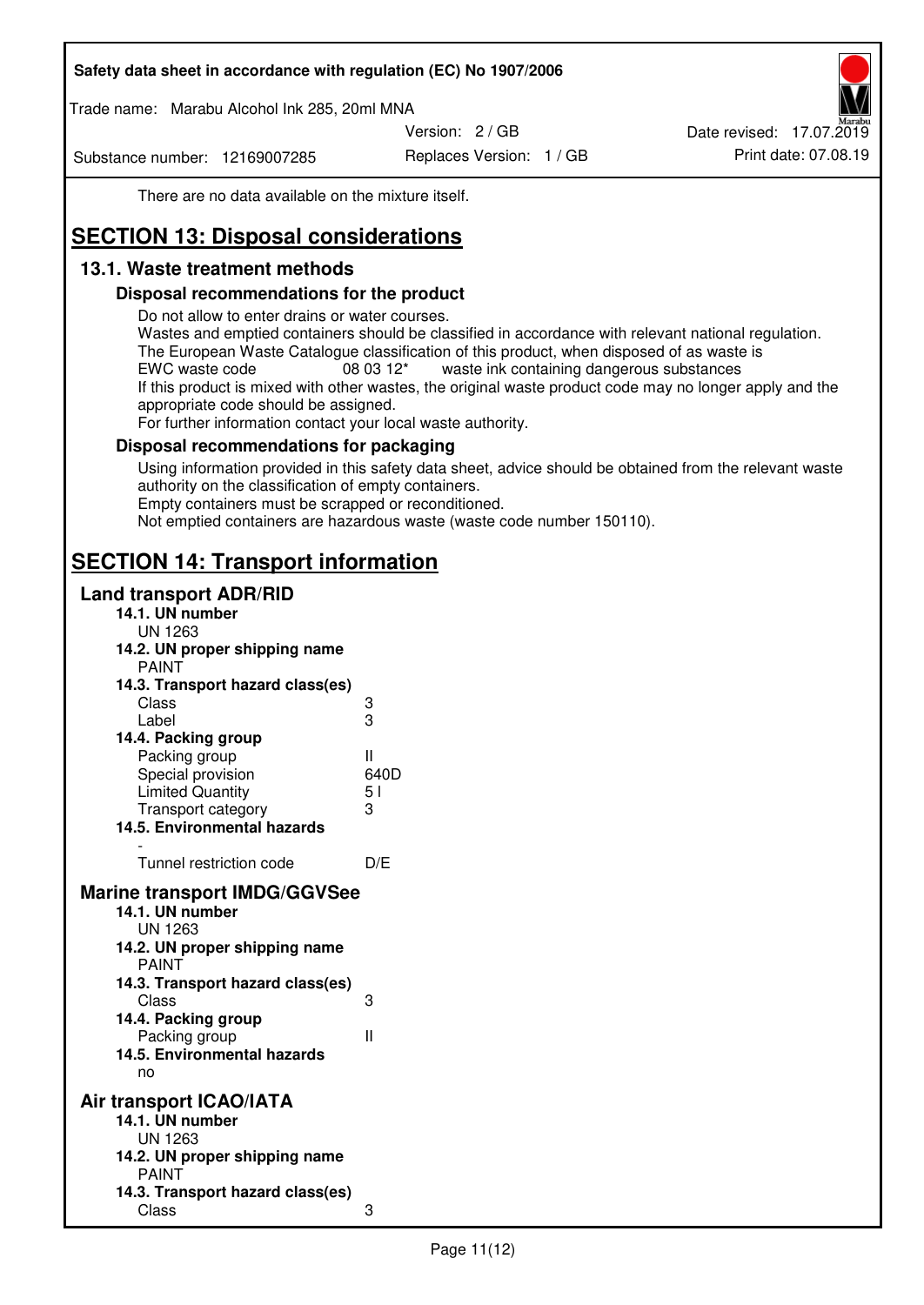There are no data available on the mixture itself.

# SECTION 13: Disposal considerations

## 13.1. Waste treatment methods

### Disposal recommendations for the product

Do not allow to enter drains or water courses.
Wastes and emptied containers should be classified in accordance with relevant national regulation.
The European Waste Catalogue classification of this product, when disposed of as waste is
EWC waste code 08 03 12* waste ink containing dangerous substances
If this product is mixed with other wastes, the original waste product code may no longer apply and the appropriate code should be assigned.
For further information contact your local waste authority.

### Disposal recommendations for packaging

Using information provided in this safety data sheet, advice should be obtained from the relevant waste authority on the classification of empty containers.
Empty containers must be scrapped or reconditioned.
Not emptied containers are hazardous waste (waste code number 150110).

# SECTION 14: Transport information

## Land transport ADR/RID

**14.1. UN number**
UN 1263

**14.2. UN proper shipping name**
PAINT

**14.3. Transport hazard class(es)**

| | |
|---|---|
| Class | 3 |
| Label | 3 |

**14.4. Packing group**

| | |
|---|---|
| Packing group | II |
| Special provision | 640D |
| Limited Quantity | 5 l |
| Transport category | 3 |

**14.5. Environmental hazards**
-

| | |
|---|---|
| Tunnel restriction code | D/E |

## Marine transport IMDG/GGVSee

**14.1. UN number**
UN 1263

**14.2. UN proper shipping name**
PAINT

**14.3. Transport hazard class(es)**

| | |
|---|---|
| Class | 3 |

**14.4. Packing group**

| | |
|---|---|
| Packing group | II |

**14.5. Environmental hazards**
no

## Air transport ICAO/IATA

**14.1. UN number**
UN 1263

**14.2. UN proper shipping name**
PAINT

**14.3. Transport hazard class(es)**

| | |
|---|---|
| Class | 3 |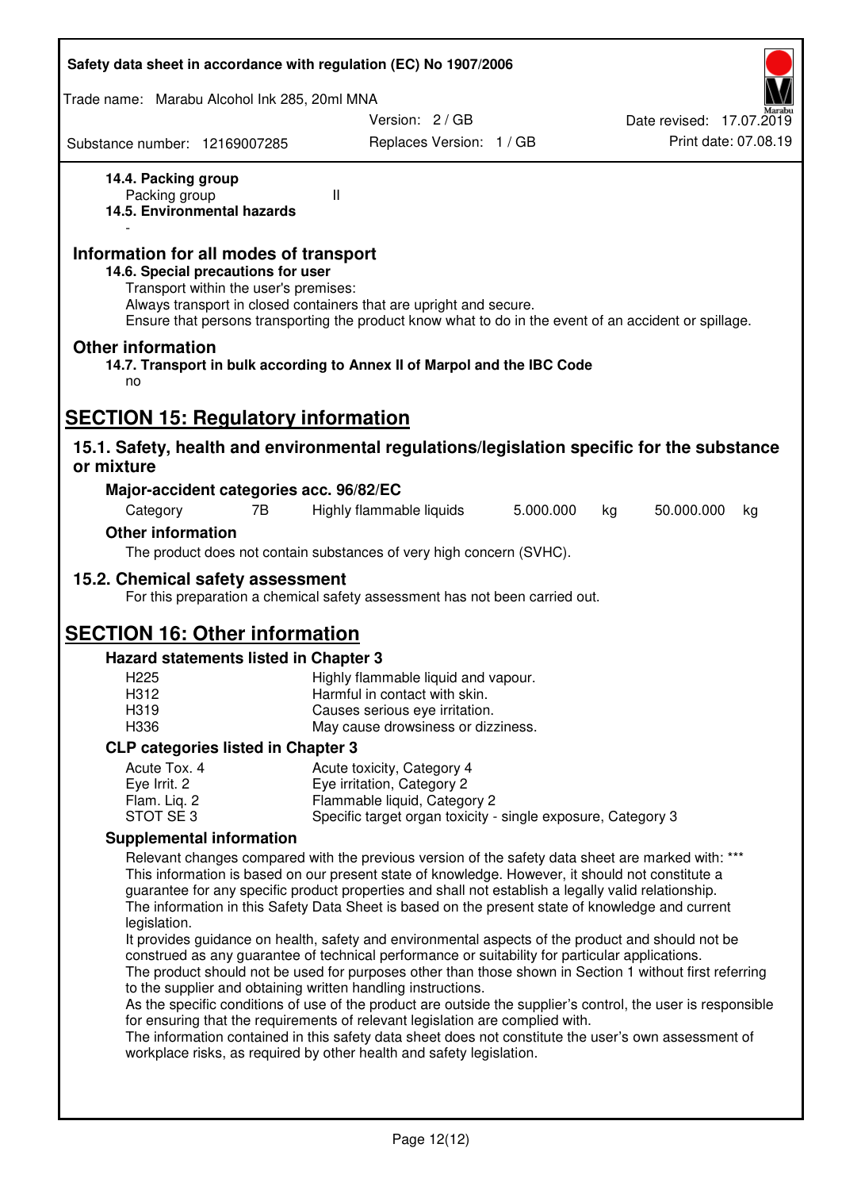**14.4. Packing group**

Packing group II

**14.5. Environmental hazards**

-

## Information for all modes of transport

**14.6. Special precautions for user**

Transport within the user's premises:
Always transport in closed containers that are upright and secure.
Ensure that persons transporting the product know what to do in the event of an accident or spillage.

## Other information

**14.7. Transport in bulk according to Annex II of Marpol and the IBC Code**

no

# SECTION 15: Regulatory information

## 15.1. Safety, health and environmental regulations/legislation specific for the substance or mixture

### Major-accident categories acc. 96/82/EC

| | | | | | | |
|---|---|---|---|---|---|---|
| Category | 7B | Highly flammable liquids | 5.000.000 | kg | 50.000.000 | kg |

### Other information

The product does not contain substances of very high concern (SVHC).

## 15.2. Chemical safety assessment

For this preparation a chemical safety assessment has not been carried out.

# SECTION 16: Other information

### Hazard statements listed in Chapter 3

| | |
|---|---|
| H225 | Highly flammable liquid and vapour. |
| H312 | Harmful in contact with skin. |
| H319 | Causes serious eye irritation. |
| H336 | May cause drowsiness or dizziness. |

### CLP categories listed in Chapter 3

| | |
|---|---|
| Acute Tox. 4 | Acute toxicity, Category 4 |
| Eye Irrit. 2 | Eye irritation, Category 2 |
| Flam. Liq. 2 | Flammable liquid, Category 2 |
| STOT SE 3 | Specific target organ toxicity - single exposure, Category 3 |

### Supplemental information

Relevant changes compared with the previous version of the safety data sheet are marked with: ***
This information is based on our present state of knowledge. However, it should not constitute a guarantee for any specific product properties and shall not establish a legally valid relationship.
The information in this Safety Data Sheet is based on the present state of knowledge and current legislation.
It provides guidance on health, safety and environmental aspects of the product and should not be construed as any guarantee of technical performance or suitability for particular applications.
The product should not be used for purposes other than those shown in Section 1 without first referring to the supplier and obtaining written handling instructions.
As the specific conditions of use of the product are outside the supplier's control, the user is responsible for ensuring that the requirements of relevant legislation are complied with.
The information contained in this safety data sheet does not constitute the user's own assessment of workplace risks, as required by other health and safety legislation.